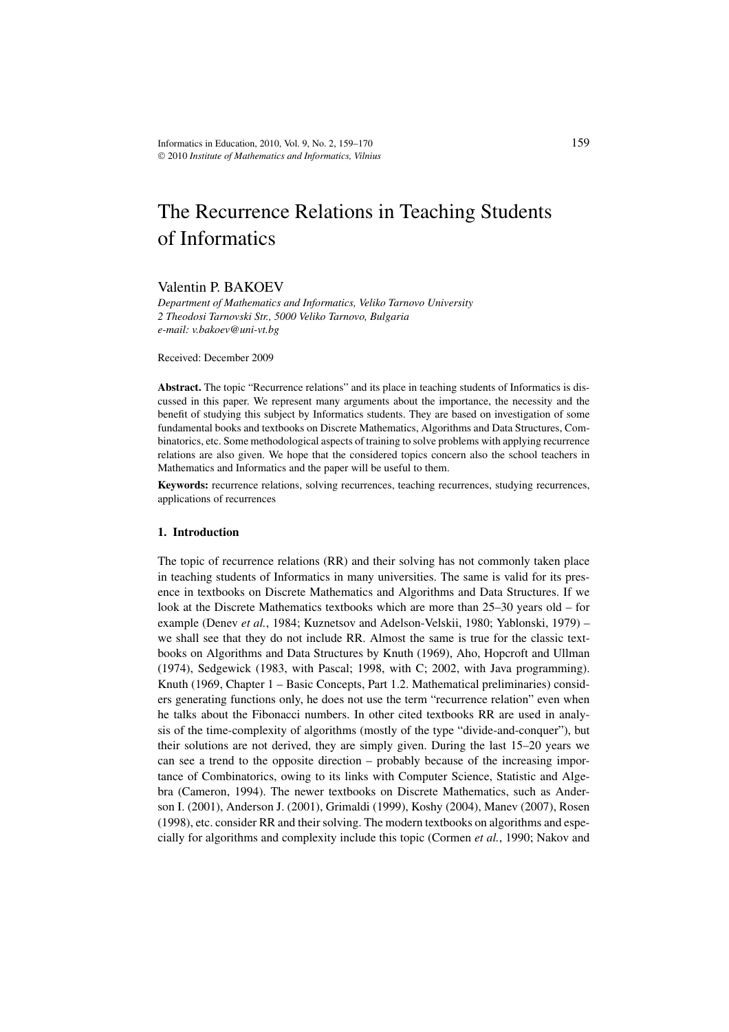# The Recurrence Relations in Teaching Students of Informatics

Valentin P. BAKOEV

*Department of Mathematics and Informatics, Veliko Tarnovo University*
*2 Theodosi Tarnovski Str., 5000 Veliko Tarnovo, Bulgaria*
*e-mail: v.bakoev@uni-vt.bg*

Received: December 2009

**Abstract.** The topic "Recurrence relations" and its place in teaching students of Informatics is discussed in this paper. We represent many arguments about the importance, the necessity and the benefit of studying this subject by Informatics students. They are based on investigation of some fundamental books and textbooks on Discrete Mathematics, Algorithms and Data Structures, Combinatorics, etc. Some methodological aspects of training to solve problems with applying recurrence relations are also given. We hope that the considered topics concern also the school teachers in Mathematics and Informatics and the paper will be useful to them.

**Keywords:** recurrence relations, solving recurrences, teaching recurrences, studying recurrences, applications of recurrences

## 1. Introduction

The topic of recurrence relations (RR) and their solving has not commonly taken place in teaching students of Informatics in many universities. The same is valid for its presence in textbooks on Discrete Mathematics and Algorithms and Data Structures. If we look at the Discrete Mathematics textbooks which are more than 25–30 years old – for example (Denev *et al.*, 1984; Kuznetsov and Adelson-Velskii, 1980; Yablonski, 1979) – we shall see that they do not include RR. Almost the same is true for the classic textbooks on Algorithms and Data Structures by Knuth (1969), Aho, Hopcroft and Ullman (1974), Sedgewick (1983, with Pascal; 1998, with C; 2002, with Java programming). Knuth (1969, Chapter 1 – Basic Concepts, Part 1.2. Mathematical preliminaries) considers generating functions only, he does not use the term "recurrence relation" even when he talks about the Fibonacci numbers. In other cited textbooks RR are used in analysis of the time-complexity of algorithms (mostly of the type "divide-and-conquer"), but their solutions are not derived, they are simply given. During the last 15–20 years we can see a trend to the opposite direction – probably because of the increasing importance of Combinatorics, owing to its links with Computer Science, Statistic and Algebra (Cameron, 1994). The newer textbooks on Discrete Mathematics, such as Anderson I. (2001), Anderson J. (2001), Grimaldi (1999), Koshy (2004), Manev (2007), Rosen (1998), etc. consider RR and their solving. The modern textbooks on algorithms and especially for algorithms and complexity include this topic (Cormen *et al.*, 1990; Nakov and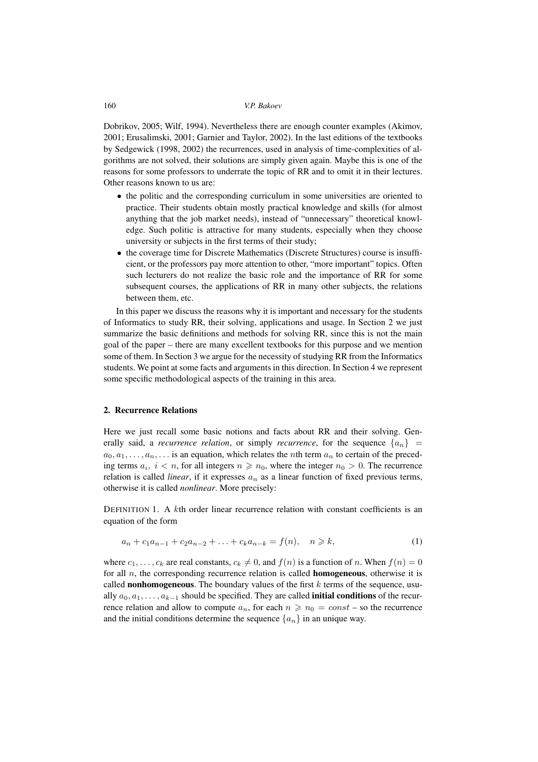Dobrikov, 2005; Wilf, 1994). Nevertheless there are enough counter examples (Akimov, 2001; Erusalimski, 2001; Garnier and Taylor, 2002). In the last editions of the textbooks by Sedgewick (1998, 2002) the recurrences, used in analysis of time-complexities of algorithms are not solved, their solutions are simply given again. Maybe this is one of the reasons for some professors to underrate the topic of RR and to omit it in their lectures. Other reasons known to us are:

- the politic and the corresponding curriculum in some universities are oriented to practice. Their students obtain mostly practical knowledge and skills (for almost anything that the job market needs), instead of "unnecessary" theoretical knowledge. Such politic is attractive for many students, especially when they choose university or subjects in the first terms of their study;
- the coverage time for Discrete Mathematics (Discrete Structures) course is insufficient, or the professors pay more attention to other, "more important" topics. Often such lecturers do not realize the basic role and the importance of RR for some subsequent courses, the applications of RR in many other subjects, the relations between them, etc.

In this paper we discuss the reasons why it is important and necessary for the students of Informatics to study RR, their solving, applications and usage. In Section 2 we just summarize the basic definitions and methods for solving RR, since this is not the main goal of the paper – there are many excellent textbooks for this purpose and we mention some of them. In Section 3 we argue for the necessity of studying RR from the Informatics students. We point at some facts and arguments in this direction. In Section 4 we represent some specific methodological aspects of the training in this area.

## 2. Recurrence Relations

Here we just recall some basic notions and facts about RR and their solving. Generally said, a *recurrence relation*, or simply *recurrence*, for the sequence $\{a_n\} = a_0, a_1, \ldots, a_n, \ldots$ is an equation, which relates the $n$th term $a_n$ to certain of the preceding terms $a_i,\ i < n$, for all integers $n \geqslant n_0$, where the integer $n_0 > 0$. The recurrence relation is called *linear*, if it expresses $a_n$ as a linear function of fixed previous terms, otherwise it is called *nonlinear*. More precisely:

DEFINITION 1. A $k$th order linear recurrence relation with constant coefficients is an equation of the form

$$a_n + c_1 a_{n-1} + c_2 a_{n-2} + \ldots + c_k a_{n-k} = f(n), \quad n \geqslant k, \tag{1}$$

where $c_1, \ldots, c_k$ are real constants, $c_k \neq 0$, and $f(n)$ is a function of $n$. When $f(n) = 0$ for all $n$, the corresponding recurrence relation is called **homogeneous**, otherwise it is called **nonhomogeneous**. The boundary values of the first $k$ terms of the sequence, usually $a_0, a_1, \ldots, a_{k-1}$ should be specified. They are called **initial conditions** of the recurrence relation and allow to compute $a_n$, for each $n \geqslant n_0 = const$ – so the recurrence and the initial conditions determine the sequence $\{a_n\}$ in an unique way.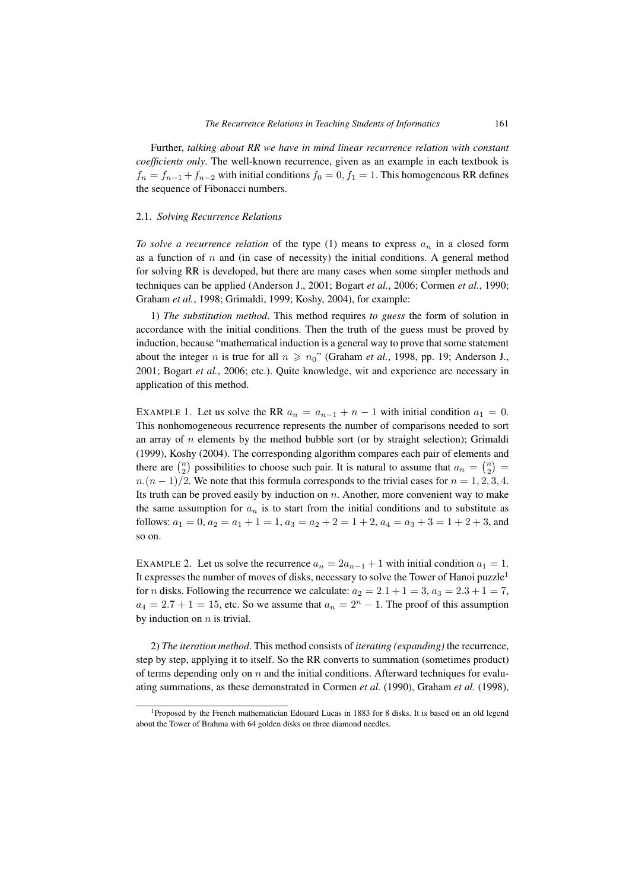Further, *talking about RR we have in mind linear recurrence relation with constant coefficients only*. The well-known recurrence, given as an example in each textbook is $f_n = f_{n-1} + f_{n-2}$ with initial conditions $f_0 = 0, f_1 = 1$. This homogeneous RR defines the sequence of Fibonacci numbers.

### 2.1. *Solving Recurrence Relations*

*To solve a recurrence relation* of the type (1) means to express $a_n$ in a closed form as a function of $n$ and (in case of necessity) the initial conditions. A general method for solving RR is developed, but there are many cases when some simpler methods and techniques can be applied (Anderson J., 2001; Bogart *et al.*, 2006; Cormen *et al.*, 1990; Graham *et al.*, 1998; Grimaldi, 1999; Koshy, 2004), for example:

1) *The substitution method*. This method requires *to guess* the form of solution in accordance with the initial conditions. Then the truth of the guess must be proved by induction, because "mathematical induction is a general way to prove that some statement about the integer $n$ is true for all $n \geqslant n_0$" (Graham *et al.*, 1998, pp. 19; Anderson J., 2001; Bogart *et al.*, 2006; etc.). Quite knowledge, wit and experience are necessary in application of this method.

EXAMPLE 1. Let us solve the RR $a_n = a_{n-1} + n - 1$ with initial condition $a_1 = 0$. This nonhomogeneous recurrence represents the number of comparisons needed to sort an array of $n$ elements by the method bubble sort (or by straight selection); Grimaldi (1999), Koshy (2004). The corresponding algorithm compares each pair of elements and there are $\binom{n}{2}$ possibilities to choose such pair. It is natural to assume that $a_n = \binom{n}{2} = n.(n-1)/2$. We note that this formula corresponds to the trivial cases for $n = 1, 2, 3, 4$. Its truth can be proved easily by induction on $n$. Another, more convenient way to make the same assumption for $a_n$ is to start from the initial conditions and to substitute as follows: $a_1 = 0$, $a_2 = a_1 + 1 = 1$, $a_3 = a_2 + 2 = 1 + 2$, $a_4 = a_3 + 3 = 1 + 2 + 3$, and so on.

EXAMPLE 2. Let us solve the recurrence $a_n = 2a_{n-1} + 1$ with initial condition $a_1 = 1$. It expresses the number of moves of disks, necessary to solve the Tower of Hanoi puzzle[1] for $n$ disks. Following the recurrence we calculate: $a_2 = 2.1 + 1 = 3$, $a_3 = 2.3 + 1 = 7$, $a_4 = 2.7 + 1 = 15$, etc. So we assume that $a_n = 2^n - 1$. The proof of this assumption by induction on $n$ is trivial.

2) *The iteration method*. This method consists of *iterating (expanding)* the recurrence, step by step, applying it to itself. So the RR converts to summation (sometimes product) of terms depending only on $n$ and the initial conditions. Afterward techniques for evaluating summations, as these demonstrated in Cormen *et al.* (1990), Graham *et al.* (1998),

[1] Proposed by the French mathematician Edouard Lucas in 1883 for 8 disks. It is based on an old legend about the Tower of Brahma with 64 golden disks on three diamond needles.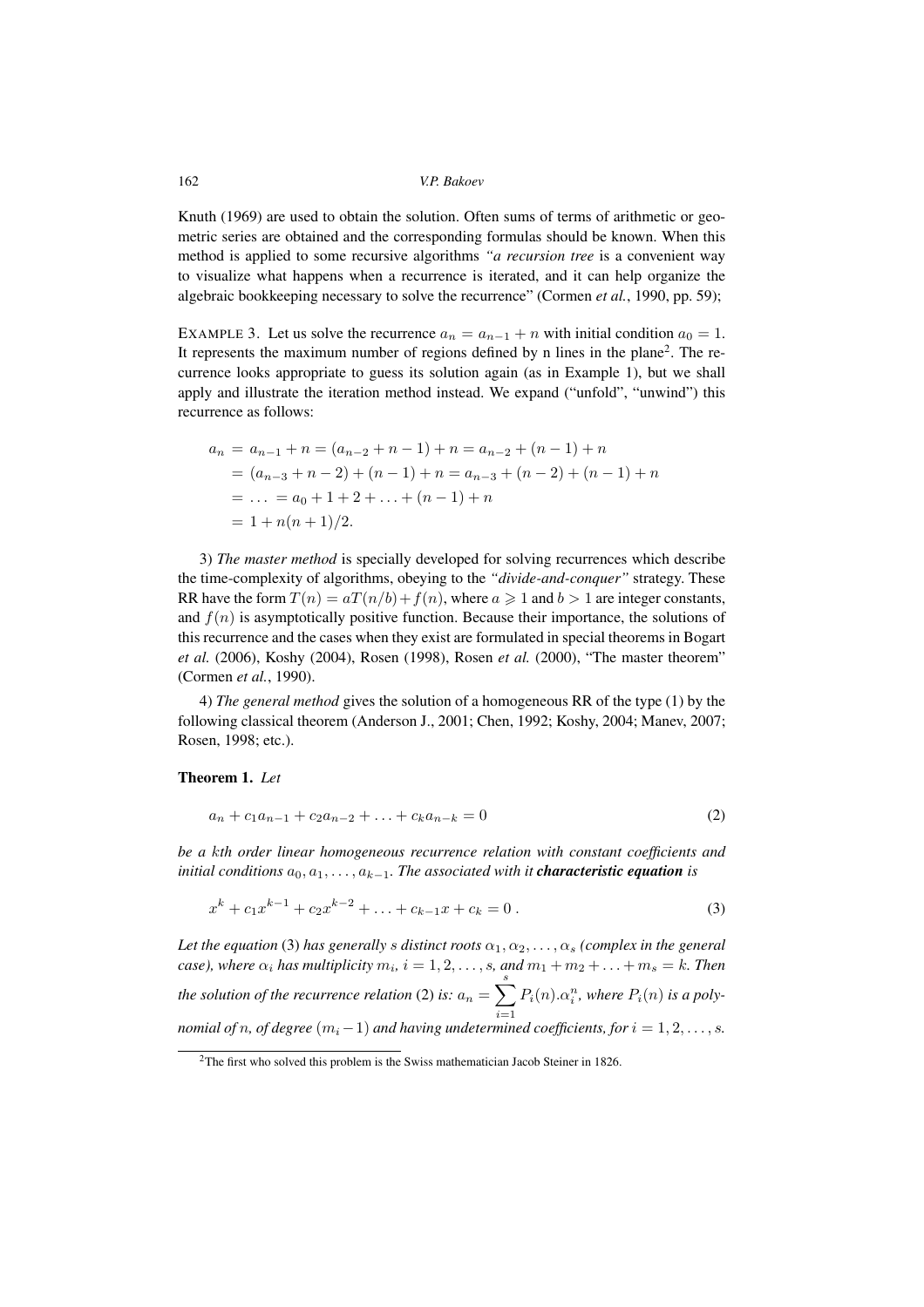Knuth (1969) are used to obtain the solution. Often sums of terms of arithmetic or geometric series are obtained and the corresponding formulas should be known. When this method is applied to some recursive algorithms *"a recursion tree* is a convenient way to visualize what happens when a recurrence is iterated, and it can help organize the algebraic bookkeeping necessary to solve the recurrence" (Cormen *et al.*, 1990, pp. 59);

EXAMPLE 3. Let us solve the recurrence $a_n = a_{n-1} + n$ with initial condition $a_0 = 1$. It represents the maximum number of regions defined by n lines in the plane[2]. The recurrence looks appropriate to guess its solution again (as in Example 1), but we shall apply and illustrate the iteration method instead. We expand ("unfold", "unwind") this recurrence as follows:

$$\begin{aligned}
a_n &= a_{n-1} + n = (a_{n-2} + n - 1) + n = a_{n-2} + (n-1) + n \\
&= (a_{n-3} + n - 2) + (n-1) + n = a_{n-3} + (n-2) + (n-1) + n \\
&= \ldots = a_0 + 1 + 2 + \ldots + (n-1) + n \\
&= 1 + n(n+1)/2.
\end{aligned}$$

3) *The master method* is specially developed for solving recurrences which describe the time-complexity of algorithms, obeying to the *"divide-and-conquer"* strategy. These RR have the form $T(n) = aT(n/b) + f(n)$, where $a \geqslant 1$ and $b > 1$ are integer constants, and $f(n)$ is asymptotically positive function. Because their importance, the solutions of this recurrence and the cases when they exist are formulated in special theorems in Bogart *et al.* (2006), Koshy (2004), Rosen (1998), Rosen *et al.* (2000), "The master theorem" (Cormen *et al.*, 1990).

4) *The general method* gives the solution of a homogeneous RR of the type (1) by the following classical theorem (Anderson J., 2001; Chen, 1992; Koshy, 2004; Manev, 2007; Rosen, 1998; etc.).

**Theorem 1.** *Let*

$$a_n + c_1 a_{n-1} + c_2 a_{n-2} + \ldots + c_k a_{n-k} = 0 \tag{2}$$

*be a* $k$*th order linear homogeneous recurrence relation with constant coefficients and initial conditions* $a_0, a_1, \ldots, a_{k-1}$*. The associated with it* ***characteristic equation*** *is*

$$x^k + c_1 x^{k-1} + c_2 x^{k-2} + \ldots + c_{k-1} x + c_k = 0\,. \tag{3}$$

*Let the equation* (3) *has generally* $s$ *distinct roots* $\alpha_1, \alpha_2, \ldots, \alpha_s$ *(complex in the general case), where* $\alpha_i$ *has multiplicity* $m_i$*,* $i = 1, 2, \ldots, s$*, and* $m_1 + m_2 + \ldots + m_s = k$*. Then the solution of the recurrence relation* (2) *is:* $a_n = \sum_{i=1}^{s} P_i(n).\alpha_i^n$*, where* $P_i(n)$ *is a polynomial of* $n$*, of degree* $(m_i - 1)$ *and having undetermined coefficients, for* $i = 1, 2, \ldots, s$*.*

[2] The first who solved this problem is the Swiss mathematician Jacob Steiner in 1826.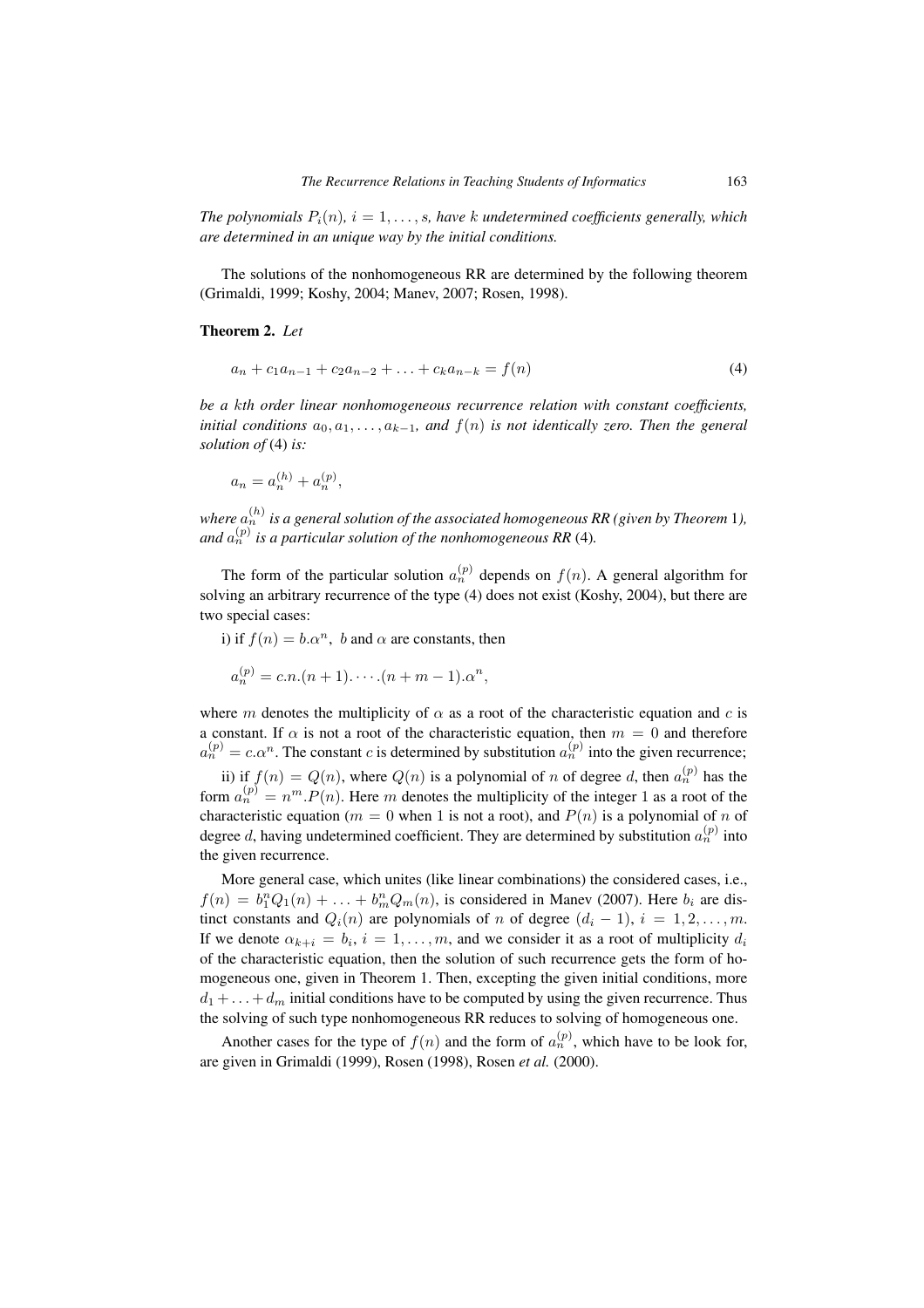*The polynomials $P_i(n)$, $i = 1, \ldots, s$, have $k$ undetermined coefficients generally, which are determined in an unique way by the initial conditions.*

The solutions of the nonhomogeneous RR are determined by the following theorem (Grimaldi, 1999; Koshy, 2004; Manev, 2007; Rosen, 1998).

**Theorem 2.** *Let*

$$a_n + c_1 a_{n-1} + c_2 a_{n-2} + \ldots + c_k a_{n-k} = f(n) \tag{4}$$

*be a $k$th order linear nonhomogeneous recurrence relation with constant coefficients, initial conditions $a_0, a_1, \ldots, a_{k-1}$, and $f(n)$ is not identically zero. Then the general solution of* (4) *is:*

$$a_n = a_n^{(h)} + a_n^{(p)},$$

*where $a_n^{(h)}$ is a general solution of the associated homogeneous RR (given by Theorem* 1*), and $a_n^{(p)}$ is a particular solution of the nonhomogeneous RR* (4)*.*

The form of the particular solution $a_n^{(p)}$ depends on $f(n)$. A general algorithm for solving an arbitrary recurrence of the type (4) does not exist (Koshy, 2004), but there are two special cases:

i) if $f(n) = b.\alpha^n$, $b$ and $\alpha$ are constants, then

$$a_n^{(p)} = c.n.(n+1).\cdots.(n+m-1).\alpha^n,$$

where $m$ denotes the multiplicity of $\alpha$ as a root of the characteristic equation and $c$ is a constant. If $\alpha$ is not a root of the characteristic equation, then $m = 0$ and therefore $a_n^{(p)} = c.\alpha^n$. The constant $c$ is determined by substitution $a_n^{(p)}$ into the given recurrence;

ii) if $f(n) = Q(n)$, where $Q(n)$ is a polynomial of $n$ of degree $d$, then $a_n^{(p)}$ has the form $a_n^{(p)} = n^m.P(n)$. Here $m$ denotes the multiplicity of the integer 1 as a root of the characteristic equation ($m = 0$ when 1 is not a root), and $P(n)$ is a polynomial of $n$ of degree $d$, having undetermined coefficient. They are determined by substitution $a_n^{(p)}$ into the given recurrence.

More general case, which unites (like linear combinations) the considered cases, i.e., $f(n) = b_1^n Q_1(n) + \ldots + b_m^n Q_m(n)$, is considered in Manev (2007). Here $b_i$ are distinct constants and $Q_i(n)$ are polynomials of $n$ of degree $(d_i - 1)$, $i = 1, 2, \ldots, m$. If we denote $\alpha_{k+i} = b_i$, $i = 1, \ldots, m$, and we consider it as a root of multiplicity $d_i$ of the characteristic equation, then the solution of such recurrence gets the form of homogeneous one, given in Theorem 1. Then, excepting the given initial conditions, more $d_1 + \ldots + d_m$ initial conditions have to be computed by using the given recurrence. Thus the solving of such type nonhomogeneous RR reduces to solving of homogeneous one.

Another cases for the type of $f(n)$ and the form of $a_n^{(p)}$, which have to be look for, are given in Grimaldi (1999), Rosen (1998), Rosen *et al.* (2000).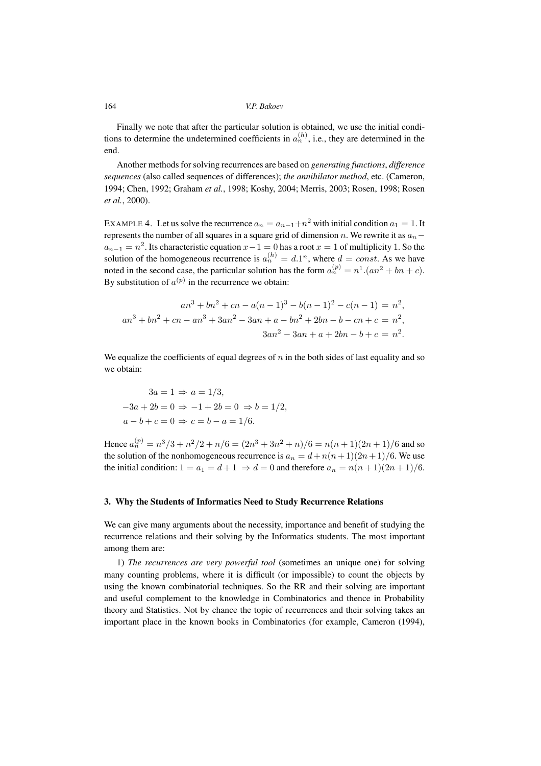Finally we note that after the particular solution is obtained, we use the initial conditions to determine the undetermined coefficients in $a_n^{(h)}$, i.e., they are determined in the end.

Another methods for solving recurrences are based on *generating functions*, *difference sequences* (also called sequences of differences); *the annihilator method*, etc. (Cameron, 1994; Chen, 1992; Graham *et al.*, 1998; Koshy, 2004; Merris, 2003; Rosen, 1998; Rosen *et al.*, 2000).

EXAMPLE 4. Let us solve the recurrence $a_n = a_{n-1} + n^2$ with initial condition $a_1 = 1$. It represents the number of all squares in a square grid of dimension $n$. We rewrite it as $a_n - a_{n-1} = n^2$. Its characteristic equation $x - 1 = 0$ has a root $x = 1$ of multiplicity 1. So the solution of the homogeneous recurrence is $a_n^{(h)} = d.1^n$, where $d = const$. As we have noted in the second case, the particular solution has the form $a_n^{(p)} = n^1.(an^2 + bn + c)$. By substitution of $a^{(p)}$ in the recurrence we obtain:

$$
\begin{aligned}
an^3 + bn^2 + cn - a(n-1)^3 - b(n-1)^2 - c(n-1) &= n^2, \\
an^3 + bn^2 + cn - an^3 + 3an^2 - 3an + a - bn^2 + 2bn - b - cn + c &= n^2, \\
3an^2 - 3an + a + 2bn - b + c &= n^2.
\end{aligned}
$$

We equalize the coefficients of equal degrees of $n$ in the both sides of last equality and so we obtain:

$$
\begin{aligned}
&3a = 1 \Rightarrow a = 1/3, \\
&-3a + 2b = 0 \Rightarrow -1 + 2b = 0 \Rightarrow b = 1/2, \\
&a - b + c = 0 \Rightarrow c = b - a = 1/6.
\end{aligned}
$$

Hence $a_n^{(p)} = n^3/3 + n^2/2 + n/6 = (2n^3 + 3n^2 + n)/6 = n(n+1)(2n+1)/6$ and so the solution of the nonhomogeneous recurrence is $a_n = d + n(n+1)(2n+1)/6$. We use the initial condition: $1 = a_1 = d + 1 \Rightarrow d = 0$ and therefore $a_n = n(n+1)(2n+1)/6$.

## 3. Why the Students of Informatics Need to Study Recurrence Relations

We can give many arguments about the necessity, importance and benefit of studying the recurrence relations and their solving by the Informatics students. The most important among them are:

1) *The recurrences are very powerful tool* (sometimes an unique one) for solving many counting problems, where it is difficult (or impossible) to count the objects by using the known combinatorial techniques. So the RR and their solving are important and useful complement to the knowledge in Combinatorics and thence in Probability theory and Statistics. Not by chance the topic of recurrences and their solving takes an important place in the known books in Combinatorics (for example, Cameron (1994),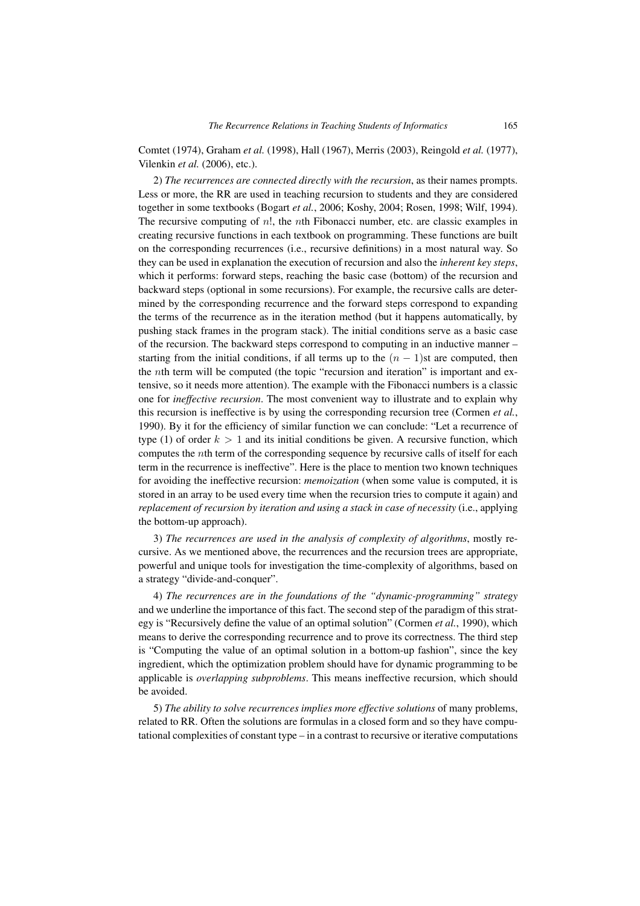Comtet (1974), Graham *et al.* (1998), Hall (1967), Merris (2003), Reingold *et al.* (1977), Vilenkin *et al.* (2006), etc.).

2) *The recurrences are connected directly with the recursion*, as their names prompts. Less or more, the RR are used in teaching recursion to students and they are considered together in some textbooks (Bogart *et al.*, 2006; Koshy, 2004; Rosen, 1998; Wilf, 1994). The recursive computing of $n!$, the $n$th Fibonacci number, etc. are classic examples in creating recursive functions in each textbook on programming. These functions are built on the corresponding recurrences (i.e., recursive definitions) in a most natural way. So they can be used in explanation the execution of recursion and also the *inherent key steps*, which it performs: forward steps, reaching the basic case (bottom) of the recursion and backward steps (optional in some recursions). For example, the recursive calls are determined by the corresponding recurrence and the forward steps correspond to expanding the terms of the recurrence as in the iteration method (but it happens automatically, by pushing stack frames in the program stack). The initial conditions serve as a basic case of the recursion. The backward steps correspond to computing in an inductive manner – starting from the initial conditions, if all terms up to the $(n-1)$st are computed, then the $n$th term will be computed (the topic "recursion and iteration" is important and extensive, so it needs more attention). The example with the Fibonacci numbers is a classic one for *ineffective recursion*. The most convenient way to illustrate and to explain why this recursion is ineffective is by using the corresponding recursion tree (Cormen *et al.*, 1990). By it for the efficiency of similar function we can conclude: "Let a recurrence of type (1) of order $k > 1$ and its initial conditions be given. A recursive function, which computes the $n$th term of the corresponding sequence by recursive calls of itself for each term in the recurrence is ineffective". Here is the place to mention two known techniques for avoiding the ineffective recursion: *memoization* (when some value is computed, it is stored in an array to be used every time when the recursion tries to compute it again) and *replacement of recursion by iteration and using a stack in case of necessity* (i.e., applying the bottom-up approach).

3) *The recurrences are used in the analysis of complexity of algorithms*, mostly recursive. As we mentioned above, the recurrences and the recursion trees are appropriate, powerful and unique tools for investigation the time-complexity of algorithms, based on a strategy "divide-and-conquer".

4) *The recurrences are in the foundations of the "dynamic-programming" strategy* and we underline the importance of this fact. The second step of the paradigm of this strategy is "Recursively define the value of an optimal solution" (Cormen *et al.*, 1990), which means to derive the corresponding recurrence and to prove its correctness. The third step is "Computing the value of an optimal solution in a bottom-up fashion", since the key ingredient, which the optimization problem should have for dynamic programming to be applicable is *overlapping subproblems*. This means ineffective recursion, which should be avoided.

5) *The ability to solve recurrences implies more effective solutions* of many problems, related to RR. Often the solutions are formulas in a closed form and so they have computational complexities of constant type – in a contrast to recursive or iterative computations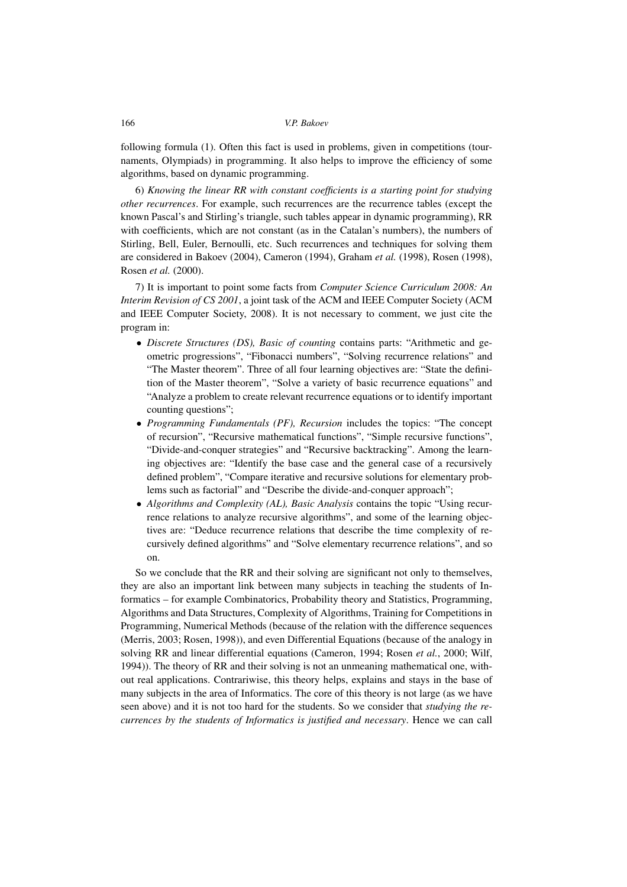following formula (1). Often this fact is used in problems, given in competitions (tournaments, Olympiads) in programming. It also helps to improve the efficiency of some algorithms, based on dynamic programming.

6) *Knowing the linear RR with constant coefficients is a starting point for studying other recurrences*. For example, such recurrences are the recurrence tables (except the known Pascal's and Stirling's triangle, such tables appear in dynamic programming), RR with coefficients, which are not constant (as in the Catalan's numbers), the numbers of Stirling, Bell, Euler, Bernoulli, etc. Such recurrences and techniques for solving them are considered in Bakoev (2004), Cameron (1994), Graham *et al.* (1998), Rosen (1998), Rosen *et al.* (2000).

7) It is important to point some facts from *Computer Science Curriculum 2008: An Interim Revision of CS 2001*, a joint task of the ACM and IEEE Computer Society (ACM and IEEE Computer Society, 2008). It is not necessary to comment, we just cite the program in:

- *Discrete Structures (DS), Basic of counting* contains parts: "Arithmetic and geometric progressions", "Fibonacci numbers", "Solving recurrence relations" and "The Master theorem". Three of all four learning objectives are: "State the definition of the Master theorem", "Solve a variety of basic recurrence equations" and "Analyze a problem to create relevant recurrence equations or to identify important counting questions";
- *Programming Fundamentals (PF), Recursion* includes the topics: "The concept of recursion", "Recursive mathematical functions", "Simple recursive functions", "Divide-and-conquer strategies" and "Recursive backtracking". Among the learning objectives are: "Identify the base case and the general case of a recursively defined problem", "Compare iterative and recursive solutions for elementary problems such as factorial" and "Describe the divide-and-conquer approach";
- *Algorithms and Complexity (AL), Basic Analysis* contains the topic "Using recurrence relations to analyze recursive algorithms", and some of the learning objectives are: "Deduce recurrence relations that describe the time complexity of recursively defined algorithms" and "Solve elementary recurrence relations", and so on.

So we conclude that the RR and their solving are significant not only to themselves, they are also an important link between many subjects in teaching the students of Informatics – for example Combinatorics, Probability theory and Statistics, Programming, Algorithms and Data Structures, Complexity of Algorithms, Training for Competitions in Programming, Numerical Methods (because of the relation with the difference sequences (Merris, 2003; Rosen, 1998)), and even Differential Equations (because of the analogy in solving RR and linear differential equations (Cameron, 1994; Rosen *et al.*, 2000; Wilf, 1994)). The theory of RR and their solving is not an unmeaning mathematical one, without real applications. Contrariwise, this theory helps, explains and stays in the base of many subjects in the area of Informatics. The core of this theory is not large (as we have seen above) and it is not too hard for the students. So we consider that *studying the recurrences by the students of Informatics is justified and necessary*. Hence we can call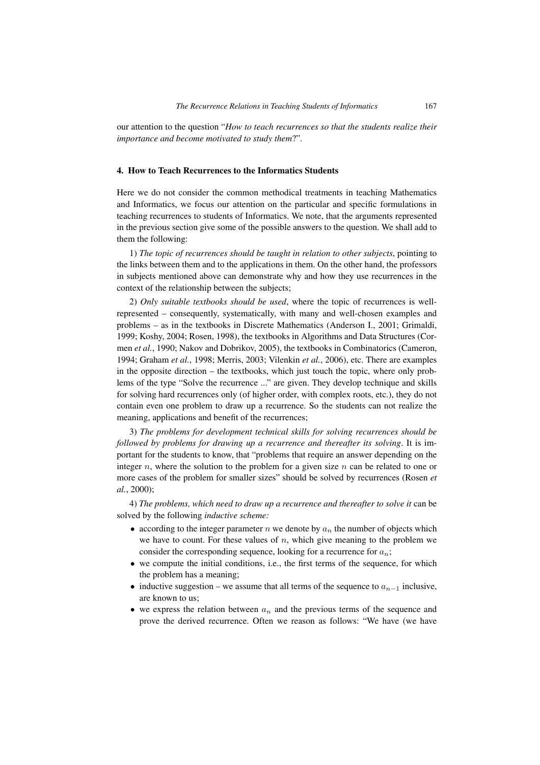our attention to the question "*How to teach recurrences so that the students realize their importance and become motivated to study them*?".

### 4. How to Teach Recurrences to the Informatics Students

Here we do not consider the common methodical treatments in teaching Mathematics and Informatics, we focus our attention on the particular and specific formulations in teaching recurrences to students of Informatics. We note, that the arguments represented in the previous section give some of the possible answers to the question. We shall add to them the following:

1) *The topic of recurrences should be taught in relation to other subjects*, pointing to the links between them and to the applications in them. On the other hand, the professors in subjects mentioned above can demonstrate why and how they use recurrences in the context of the relationship between the subjects;

2) *Only suitable textbooks should be used*, where the topic of recurrences is well-represented – consequently, systematically, with many and well-chosen examples and problems – as in the textbooks in Discrete Mathematics (Anderson I., 2001; Grimaldi, 1999; Koshy, 2004; Rosen, 1998), the textbooks in Algorithms and Data Structures (Cormen *et al.*, 1990; Nakov and Dobrikov, 2005), the textbooks in Combinatorics (Cameron, 1994; Graham *et al.*, 1998; Merris, 2003; Vilenkin *et al.*, 2006), etc. There are examples in the opposite direction – the textbooks, which just touch the topic, where only problems of the type "Solve the recurrence ..." are given. They develop technique and skills for solving hard recurrences only (of higher order, with complex roots, etc.), they do not contain even one problem to draw up a recurrence. So the students can not realize the meaning, applications and benefit of the recurrences;

3) *The problems for development technical skills for solving recurrences should be followed by problems for drawing up a recurrence and thereafter its solving*. It is important for the students to know, that "problems that require an answer depending on the integer $n$, where the solution to the problem for a given size $n$ can be related to one or more cases of the problem for smaller sizes" should be solved by recurrences (Rosen *et al.*, 2000);

4) *The problems, which need to draw up a recurrence and thereafter to solve it* can be solved by the following *inductive scheme:*

- according to the integer parameter $n$ we denote by $a_n$ the number of objects which we have to count. For these values of $n$, which give meaning to the problem we consider the corresponding sequence, looking for a recurrence for $a_n$;
- we compute the initial conditions, i.e., the first terms of the sequence, for which the problem has a meaning;
- inductive suggestion – we assume that all terms of the sequence to $a_{n-1}$ inclusive, are known to us;
- we express the relation between $a_n$ and the previous terms of the sequence and prove the derived recurrence. Often we reason as follows: "We have (we have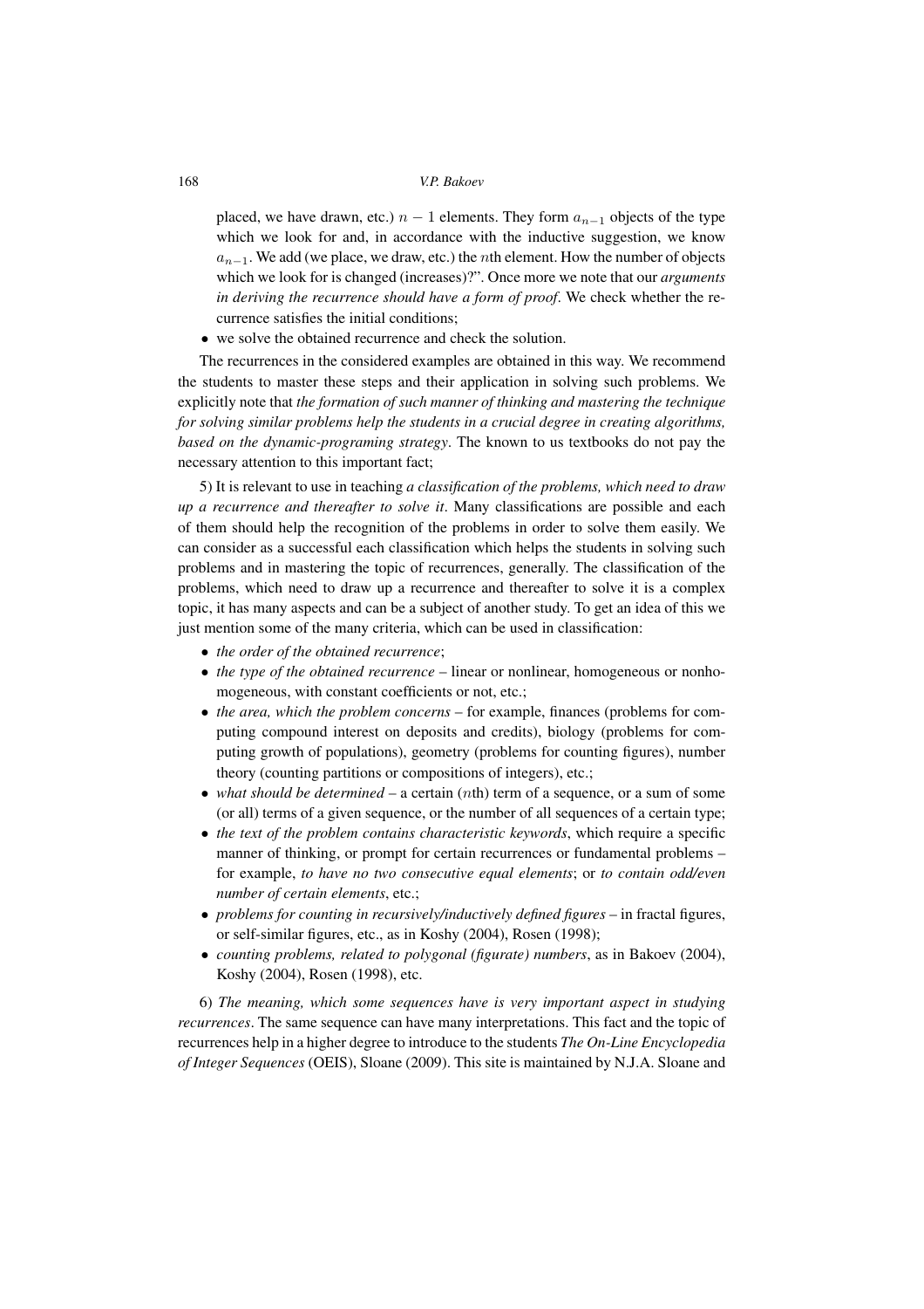placed, we have drawn, etc.) $n-1$ elements. They form $a_{n-1}$ objects of the type which we look for and, in accordance with the inductive suggestion, we know $a_{n-1}$. We add (we place, we draw, etc.) the $n$th element. How the number of objects which we look for is changed (increases)?". Once more we note that our *arguments in deriving the recurrence should have a form of proof*. We check whether the recurrence satisfies the initial conditions;

- we solve the obtained recurrence and check the solution.

The recurrences in the considered examples are obtained in this way. We recommend the students to master these steps and their application in solving such problems. We explicitly note that *the formation of such manner of thinking and mastering the technique for solving similar problems help the students in a crucial degree in creating algorithms, based on the dynamic-programing strategy*. The known to us textbooks do not pay the necessary attention to this important fact;

5) It is relevant to use in teaching *a classification of the problems, which need to draw up a recurrence and thereafter to solve it*. Many classifications are possible and each of them should help the recognition of the problems in order to solve them easily. We can consider as a successful each classification which helps the students in solving such problems and in mastering the topic of recurrences, generally. The classification of the problems, which need to draw up a recurrence and thereafter to solve it is a complex topic, it has many aspects and can be a subject of another study. To get an idea of this we just mention some of the many criteria, which can be used in classification:

- *the order of the obtained recurrence*;
- *the type of the obtained recurrence* – linear or nonlinear, homogeneous or nonhomogeneous, with constant coefficients or not, etc.;
- *the area, which the problem concerns* – for example, finances (problems for computing compound interest on deposits and credits), biology (problems for computing growth of populations), geometry (problems for counting figures), number theory (counting partitions or compositions of integers), etc.;
- *what should be determined* – a certain ($n$th) term of a sequence, or a sum of some (or all) terms of a given sequence, or the number of all sequences of a certain type;
- *the text of the problem contains characteristic keywords*, which require a specific manner of thinking, or prompt for certain recurrences or fundamental problems – for example, *to have no two consecutive equal elements*; or *to contain odd/even number of certain elements*, etc.;
- *problems for counting in recursively/inductively defined figures* – in fractal figures, or self-similar figures, etc., as in Koshy (2004), Rosen (1998);
- *counting problems, related to polygonal (figurate) numbers*, as in Bakoev (2004), Koshy (2004), Rosen (1998), etc.

6) *The meaning, which some sequences have is very important aspect in studying recurrences*. The same sequence can have many interpretations. This fact and the topic of recurrences help in a higher degree to introduce to the students *The On-Line Encyclopedia of Integer Sequences* (OEIS), Sloane (2009). This site is maintained by N.J.A. Sloane and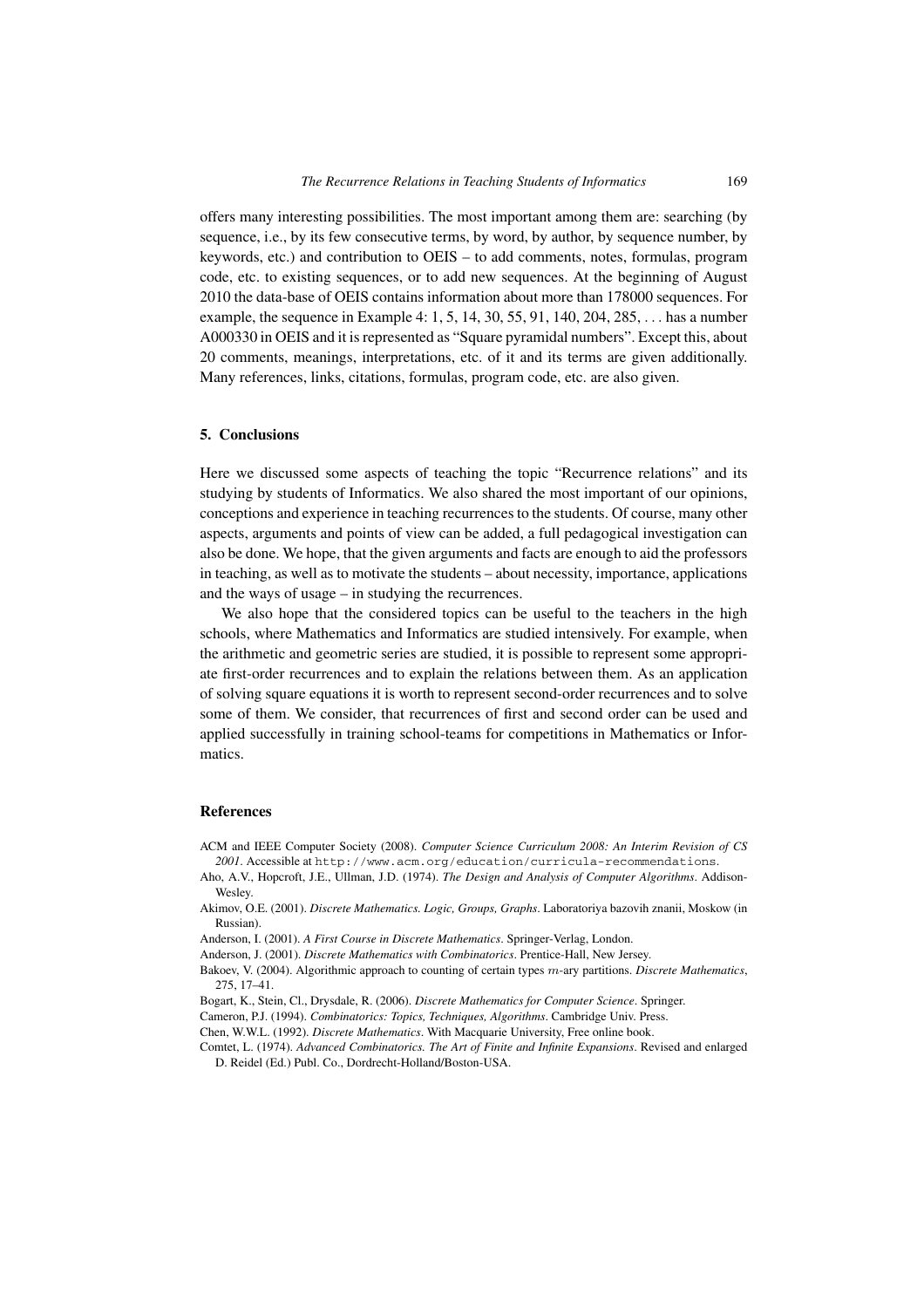offers many interesting possibilities. The most important among them are: searching (by sequence, i.e., by its few consecutive terms, by word, by author, by sequence number, by keywords, etc.) and contribution to OEIS – to add comments, notes, formulas, program code, etc. to existing sequences, or to add new sequences. At the beginning of August 2010 the data-base of OEIS contains information about more than 178000 sequences. For example, the sequence in Example 4: 1, 5, 14, 30, 55, 91, 140, 204, 285, ... has a number A000330 in OEIS and it is represented as "Square pyramidal numbers". Except this, about 20 comments, meanings, interpretations, etc. of it and its terms are given additionally. Many references, links, citations, formulas, program code, etc. are also given.

## 5. Conclusions

Here we discussed some aspects of teaching the topic "Recurrence relations" and its studying by students of Informatics. We also shared the most important of our opinions, conceptions and experience in teaching recurrences to the students. Of course, many other aspects, arguments and points of view can be added, a full pedagogical investigation can also be done. We hope, that the given arguments and facts are enough to aid the professors in teaching, as well as to motivate the students – about necessity, importance, applications and the ways of usage – in studying the recurrences.

We also hope that the considered topics can be useful to the teachers in the high schools, where Mathematics and Informatics are studied intensively. For example, when the arithmetic and geometric series are studied, it is possible to represent some appropriate first-order recurrences and to explain the relations between them. As an application of solving square equations it is worth to represent second-order recurrences and to solve some of them. We consider, that recurrences of first and second order can be used and applied successfully in training school-teams for competitions in Mathematics or Informatics.

## References

ACM and IEEE Computer Society (2008). *Computer Science Curriculum 2008: An Interim Revision of CS 2001*. Accessible at http://www.acm.org/education/curricula-recommendations.

Aho, A.V., Hopcroft, J.E., Ullman, J.D. (1974). *The Design and Analysis of Computer Algorithms*. Addison-Wesley.

Akimov, O.E. (2001). *Discrete Mathematics. Logic, Groups, Graphs*. Laboratoriya bazovih znanii, Moskow (in Russian).

Anderson, I. (2001). *A First Course in Discrete Mathematics*. Springer-Verlag, London.

Anderson, J. (2001). *Discrete Mathematics with Combinatorics*. Prentice-Hall, New Jersey.

Bakoev, V. (2004). Algorithmic approach to counting of certain types $m$-ary partitions. *Discrete Mathematics*, 275, 17–41.

Bogart, K., Stein, Cl., Drysdale, R. (2006). *Discrete Mathematics for Computer Science*. Springer.

Cameron, P.J. (1994). *Combinatorics: Topics, Techniques, Algorithms*. Cambridge Univ. Press.

Chen, W.W.L. (1992). *Discrete Mathematics*. With Macquarie University, Free online book.

Comtet, L. (1974). *Advanced Combinatorics. The Art of Finite and Infinite Expansions*. Revised and enlarged D. Reidel (Ed.) Publ. Co., Dordrecht-Holland/Boston-USA.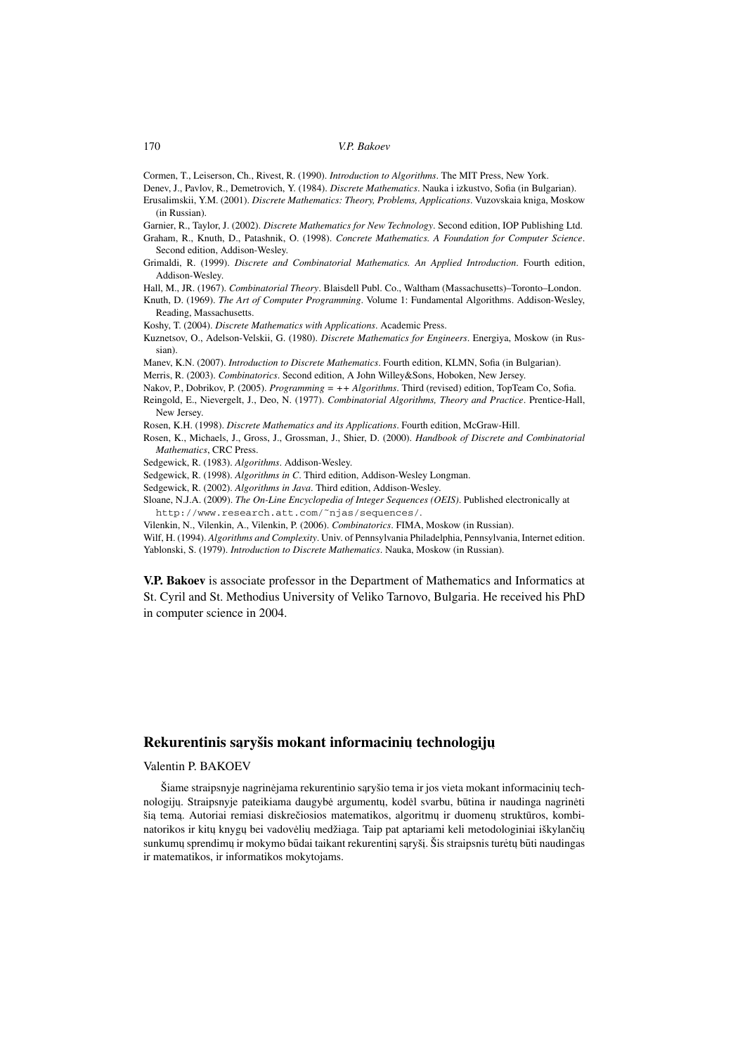Cormen, T., Leiserson, Ch., Rivest, R. (1990). *Introduction to Algorithms*. The MIT Press, New York.

Denev, J., Pavlov, R., Demetrovich, Y. (1984). *Discrete Mathematics*. Nauka i izkustvo, Sofia (in Bulgarian).

Erusalimskii, Y.M. (2001). *Discrete Mathematics: Theory, Problems, Applications*. Vuzovskaia kniga, Moskow (in Russian).

Garnier, R., Taylor, J. (2002). *Discrete Mathematics for New Technology*. Second edition, IOP Publishing Ltd.

Graham, R., Knuth, D., Patashnik, O. (1998). *Concrete Mathematics. A Foundation for Computer Science*. Second edition, Addison-Wesley.

Grimaldi, R. (1999). *Discrete and Combinatorial Mathematics. An Applied Introduction*. Fourth edition, Addison-Wesley.

Hall, M., JR. (1967). *Combinatorial Theory*. Blaisdell Publ. Co., Waltham (Massachusetts)–Toronto–London.

Knuth, D. (1969). *The Art of Computer Programming*. Volume 1: Fundamental Algorithms. Addison-Wesley, Reading, Massachusetts.

Koshy, T. (2004). *Discrete Mathematics with Applications*. Academic Press.

Kuznetsov, O., Adelson-Velskii, G. (1980). *Discrete Mathematics for Engineers*. Energiya, Moskow (in Russian).

Manev, K.N. (2007). *Introduction to Discrete Mathematics*. Fourth edition, KLMN, Sofia (in Bulgarian).

Merris, R. (2003). *Combinatorics*. Second edition, A John Willey&Sons, Hoboken, New Jersey.

Nakov, P., Dobrikov, P. (2005). *Programming = ++ Algorithms*. Third (revised) edition, TopTeam Co, Sofia.

Reingold, E., Nievergelt, J., Deo, N. (1977). *Combinatorial Algorithms, Theory and Practice*. Prentice-Hall, New Jersey.

Rosen, K.H. (1998). *Discrete Mathematics and its Applications*. Fourth edition, McGraw-Hill.

Rosen, K., Michaels, J., Gross, J., Grossman, J., Shier, D. (2000). *Handbook of Discrete and Combinatorial Mathematics*, CRC Press.

Sedgewick, R. (1983). *Algorithms*. Addison-Wesley.

Sedgewick, R. (1998). *Algorithms in C*. Third edition, Addison-Wesley Longman.

Sedgewick, R. (2002). *Algorithms in Java*. Third edition, Addison-Wesley.

Sloane, N.J.A. (2009). *The On-Line Encyclopedia of Integer Sequences (OEIS)*. Published electronically at `http://www.research.att.com/~njas/sequences/`.

Vilenkin, N., Vilenkin, A., Vilenkin, P. (2006). *Combinatorics*. FIMA, Moskow (in Russian).

Wilf, H. (1994). *Algorithms and Complexity*. Univ. of Pennsylvania Philadelphia, Pennsylvania, Internet edition.

Yablonski, S. (1979). *Introduction to Discrete Mathematics*. Nauka, Moskow (in Russian).

**V.P. Bakoev** is associate professor in the Department of Mathematics and Informatics at St. Cyril and St. Methodius University of Veliko Tarnovo, Bulgaria. He received his PhD in computer science in 2004.

## Rekurentinis sąryšis mokant informacinių technologijų

Valentin P. BAKOEV

Šiame straipsnyje nagrinėjama rekurentinio sąryšio tema ir jos vieta mokant informacinių technologijų. Straipsnyje pateikiama daugybė argumentų, kodėl svarbu, būtina ir naudinga nagrinėti šią temą. Autoriai remiasi diskrečiosios matematikos, algoritmų ir duomenų struktūros, kombinatorikos ir kitų knygų bei vadovėlių medžiaga. Taip pat aptariami keli metodologiniai iškylančių sunkumų sprendimų ir mokymo būdai taikant rekurentinį sąryšį. Šis straipsnis turėtų būti naudingas ir matematikos, ir informatikos mokytojams.